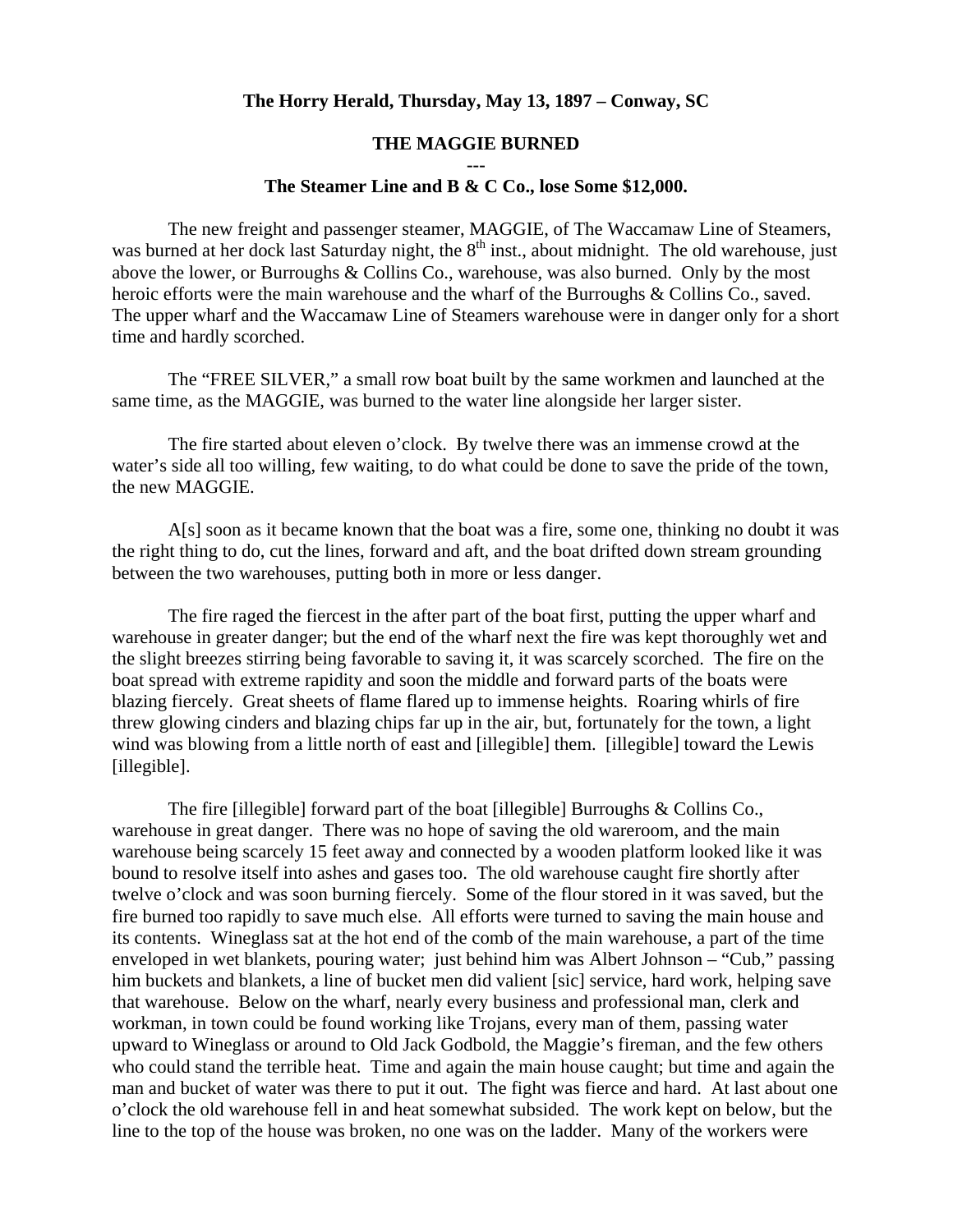**The Horry Herald, Thursday, May 13, 1897 – Conway, SC**

# THE MAGGIE BURNED

---

## The Steamer Line and B & C Co., lose Some $12,000.

The new freight and passenger steamer, MAGGIE, of The Waccamaw Line of Steamers, was burned at her dock last Saturday night, the 8th inst., about midnight. The old warehouse, just above the lower, or Burroughs & Collins Co., warehouse, was also burned. Only by the most heroic efforts were the main warehouse and the wharf of the Burroughs & Collins Co., saved. The upper wharf and the Waccamaw Line of Steamers warehouse were in danger only for a short time and hardly scorched.

The "FREE SILVER," a small row boat built by the same workmen and launched at the same time, as the MAGGIE, was burned to the water line alongside her larger sister.

The fire started about eleven o'clock. By twelve there was an immense crowd at the water's side all too willing, few waiting, to do what could be done to save the pride of the town, the new MAGGIE.

A[s] soon as it became known that the boat was a fire, some one, thinking no doubt it was the right thing to do, cut the lines, forward and aft, and the boat drifted down stream grounding between the two warehouses, putting both in more or less danger.

The fire raged the fiercest in the after part of the boat first, putting the upper wharf and warehouse in greater danger; but the end of the wharf next the fire was kept thoroughly wet and the slight breezes stirring being favorable to saving it, it was scarcely scorched. The fire on the boat spread with extreme rapidity and soon the middle and forward parts of the boats were blazing fiercely. Great sheets of flame flared up to immense heights. Roaring whirls of fire threw glowing cinders and blazing chips far up in the air, but, fortunately for the town, a light wind was blowing from a little north of east and [illegible] them. [illegible] toward the Lewis [illegible].

The fire [illegible] forward part of the boat [illegible] Burroughs & Collins Co., warehouse in great danger. There was no hope of saving the old wareroom, and the main warehouse being scarcely 15 feet away and connected by a wooden platform looked like it was bound to resolve itself into ashes and gases too. The old warehouse caught fire shortly after twelve o'clock and was soon burning fiercely. Some of the flour stored in it was saved, but the fire burned too rapidly to save much else. All efforts were turned to saving the main house and its contents. Wineglass sat at the hot end of the comb of the main warehouse, a part of the time enveloped in wet blankets, pouring water; just behind him was Albert Johnson – "Cub," passing him buckets and blankets, a line of bucket men did valient [sic] service, hard work, helping save that warehouse. Below on the wharf, nearly every business and professional man, clerk and workman, in town could be found working like Trojans, every man of them, passing water upward to Wineglass or around to Old Jack Godbold, the Maggie's fireman, and the few others who could stand the terrible heat. Time and again the main house caught; but time and again the man and bucket of water was there to put it out. The fight was fierce and hard. At last about one o'clock the old warehouse fell in and heat somewhat subsided. The work kept on below, but the line to the top of the house was broken, no one was on the ladder. Many of the workers were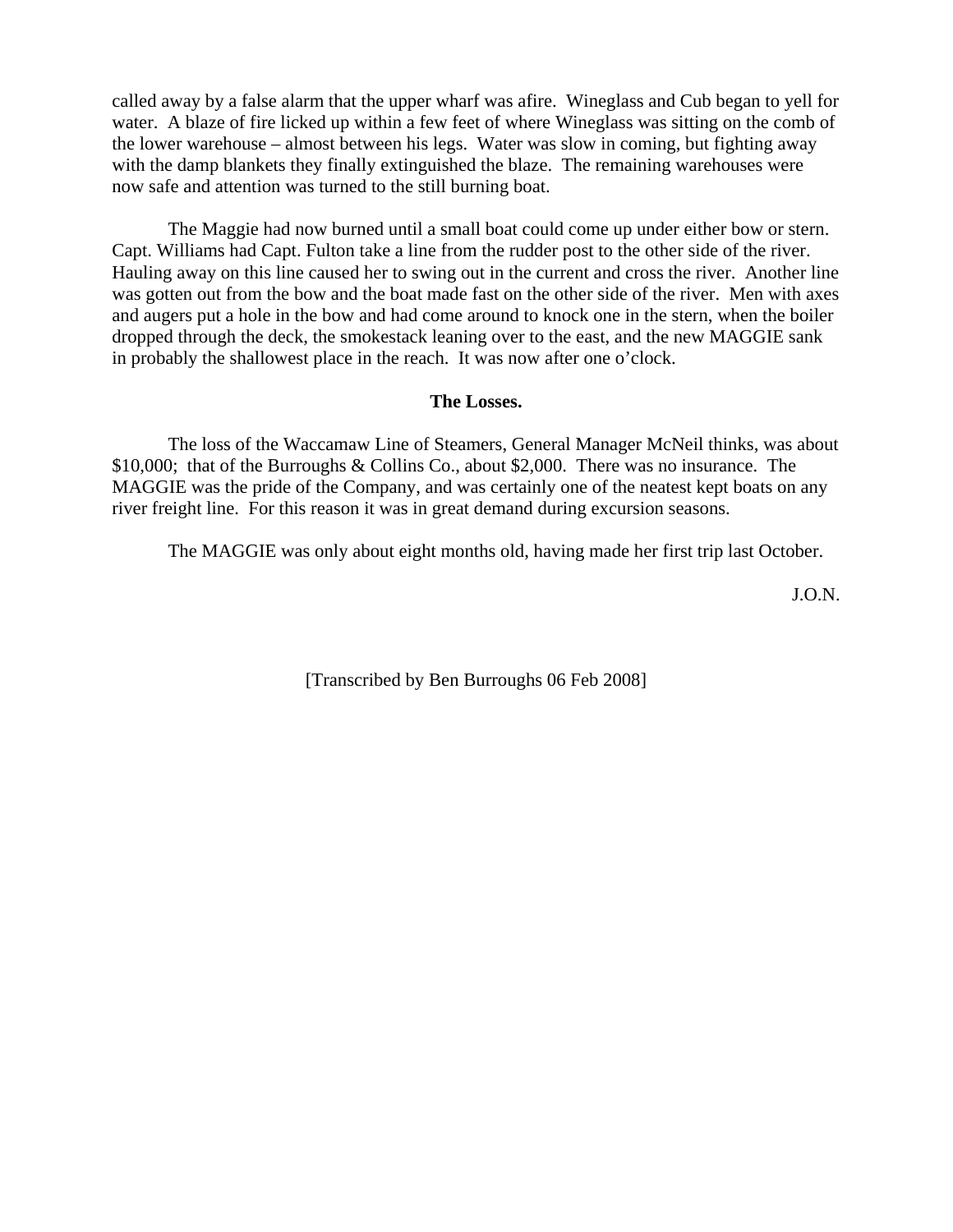called away by a false alarm that the upper wharf was afire. Wineglass and Cub began to yell for water. A blaze of fire licked up within a few feet of where Wineglass was sitting on the comb of the lower warehouse – almost between his legs. Water was slow in coming, but fighting away with the damp blankets they finally extinguished the blaze. The remaining warehouses were now safe and attention was turned to the still burning boat.

The Maggie had now burned until a small boat could come up under either bow or stern. Capt. Williams had Capt. Fulton take a line from the rudder post to the other side of the river. Hauling away on this line caused her to swing out in the current and cross the river. Another line was gotten out from the bow and the boat made fast on the other side of the river. Men with axes and augers put a hole in the bow and had come around to knock one in the stern, when the boiler dropped through the deck, the smokestack leaning over to the east, and the new MAGGIE sank in probably the shallowest place in the reach. It was now after one o'clock.

**The Losses.**

The loss of the Waccamaw Line of Steamers, General Manager McNeil thinks, was about $10,000; that of the Burroughs & Collins Co., about $2,000. There was no insurance. The MAGGIE was the pride of the Company, and was certainly one of the neatest kept boats on any river freight line. For this reason it was in great demand during excursion seasons.

The MAGGIE was only about eight months old, having made her first trip last October.

J.O.N.

[Transcribed by Ben Burroughs 06 Feb 2008]